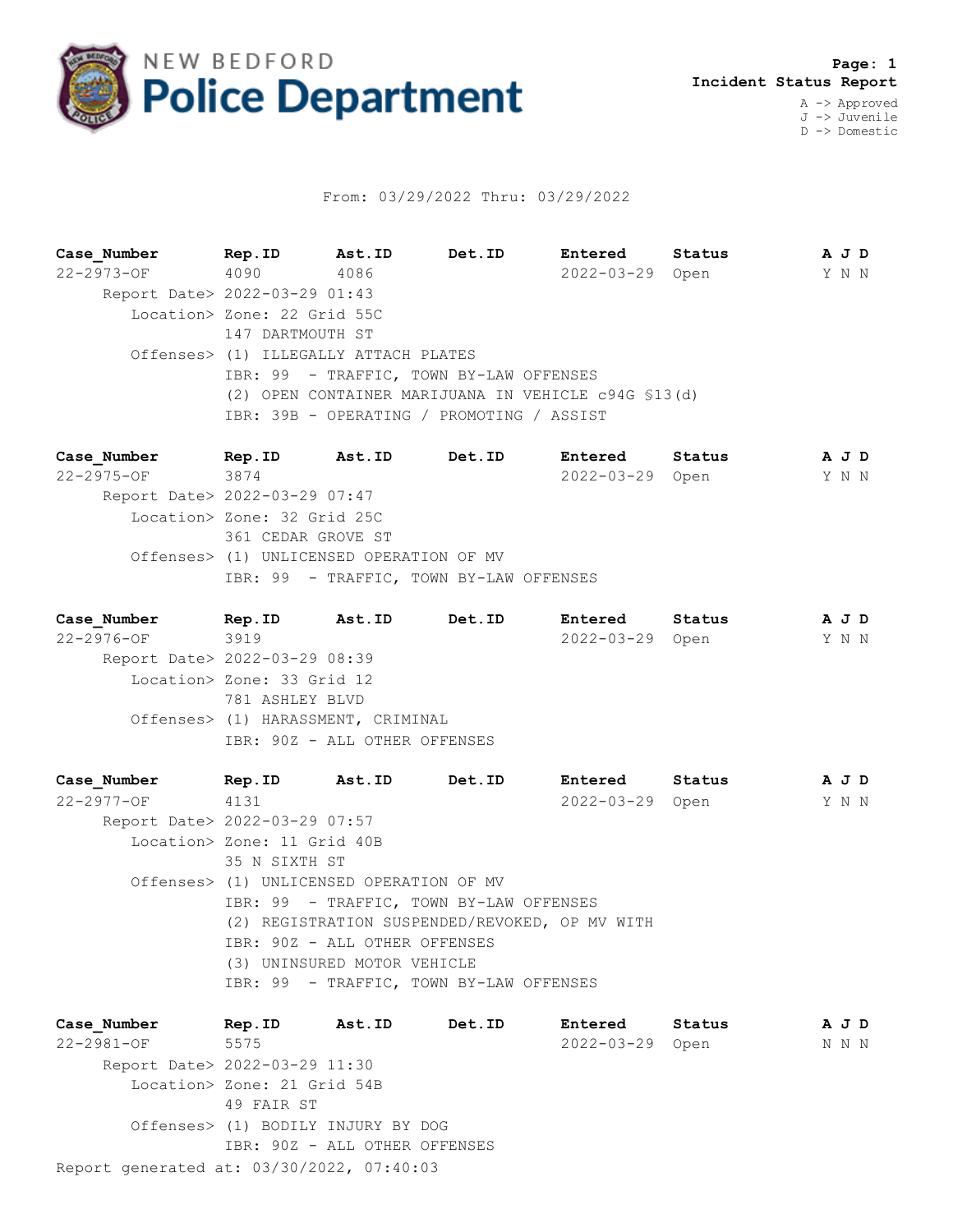# NEW BEDFORD Police Department

**Page: 1**
**Incident Status Report**

A -> Approved
J -> Juvenile
D -> Domestic

From: 03/29/2022 Thru: 03/29/2022

| Case_Number | Rep.ID | Ast.ID | Det.ID | Entered | Status | A J D |
|---|---|---|---|---|---|---|
| 22-2973-OF | 4090 | 4086 | | 2022-03-29 | Open | Y N N |

Report Date> 2022-03-29 01:43
Location> Zone: 22 Grid 55C
147 DARTMOUTH ST
Offenses> (1) ILLEGALLY ATTACH PLATES
IBR: 99 - TRAFFIC, TOWN BY-LAW OFFENSES
(2) OPEN CONTAINER MARIJUANA IN VEHICLE c94G §13(d)
IBR: 39B - OPERATING / PROMOTING / ASSIST

| Case_Number | Rep.ID | Ast.ID | Det.ID | Entered | Status | A J D |
|---|---|---|---|---|---|---|
| 22-2975-OF | 3874 | | | 2022-03-29 | Open | Y N N |

Report Date> 2022-03-29 07:47
Location> Zone: 32 Grid 25C
361 CEDAR GROVE ST
Offenses> (1) UNLICENSED OPERATION OF MV
IBR: 99 - TRAFFIC, TOWN BY-LAW OFFENSES

| Case_Number | Rep.ID | Ast.ID | Det.ID | Entered | Status | A J D |
|---|---|---|---|---|---|---|
| 22-2976-OF | 3919 | | | 2022-03-29 | Open | Y N N |

Report Date> 2022-03-29 08:39
Location> Zone: 33 Grid 12
781 ASHLEY BLVD
Offenses> (1) HARASSMENT, CRIMINAL
IBR: 90Z - ALL OTHER OFFENSES

| Case_Number | Rep.ID | Ast.ID | Det.ID | Entered | Status | A J D |
|---|---|---|---|---|---|---|
| 22-2977-OF | 4131 | | | 2022-03-29 | Open | Y N N |

Report Date> 2022-03-29 07:57
Location> Zone: 11 Grid 40B
35 N SIXTH ST
Offenses> (1) UNLICENSED OPERATION OF MV
IBR: 99 - TRAFFIC, TOWN BY-LAW OFFENSES
(2) REGISTRATION SUSPENDED/REVOKED, OP MV WITH
IBR: 90Z - ALL OTHER OFFENSES
(3) UNINSURED MOTOR VEHICLE
IBR: 99 - TRAFFIC, TOWN BY-LAW OFFENSES

| Case_Number | Rep.ID | Ast.ID | Det.ID | Entered | Status | A J D |
|---|---|---|---|---|---|---|
| 22-2981-OF | 5575 | | | 2022-03-29 | Open | N N N |

Report Date> 2022-03-29 11:30
Location> Zone: 21 Grid 54B
49 FAIR ST
Offenses> (1) BODILY INJURY BY DOG
IBR: 90Z - ALL OTHER OFFENSES

Report generated at: 03/30/2022, 07:40:03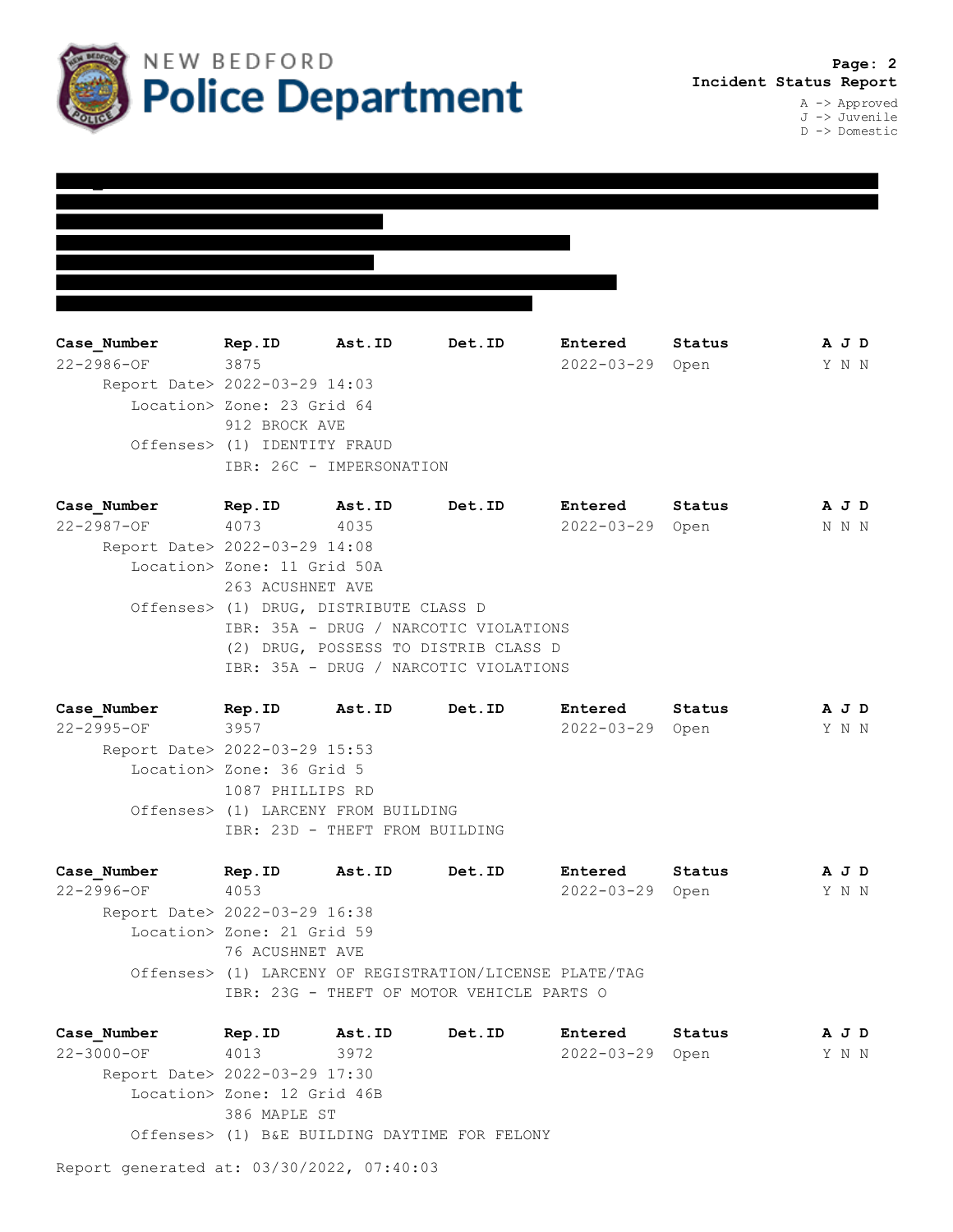# NEW BEDFORD Police Department

**Incident Status Report**

A -> Approved
J -> Juvenile
D -> Domestic

| Case_Number | Rep.ID | Ast.ID | Det.ID | Entered | Status | A | J | D |
|---|---|---|---|---|---|---|---|---|
| 22-2986-OF | 3875 | | | 2022-03-29 | Open | Y | N | N |

Report Date> 2022-03-29 14:03
Location> Zone: 23 Grid 64
912 BROCK AVE
Offenses> (1) IDENTITY FRAUD
IBR: 26C - IMPERSONATION

| Case_Number | Rep.ID | Ast.ID | Det.ID | Entered | Status | A | J | D |
|---|---|---|---|---|---|---|---|---|
| 22-2987-OF | 4073 | 4035 | | 2022-03-29 | Open | N | N | N |

Report Date> 2022-03-29 14:08
Location> Zone: 11 Grid 50A
263 ACUSHNET AVE
Offenses> (1) DRUG, DISTRIBUTE CLASS D
IBR: 35A - DRUG / NARCOTIC VIOLATIONS
(2) DRUG, POSSESS TO DISTRIB CLASS D
IBR: 35A - DRUG / NARCOTIC VIOLATIONS

| Case_Number | Rep.ID | Ast.ID | Det.ID | Entered | Status | A | J | D |
|---|---|---|---|---|---|---|---|---|
| 22-2995-OF | 3957 | | | 2022-03-29 | Open | Y | N | N |

Report Date> 2022-03-29 15:53
Location> Zone: 36 Grid 5
1087 PHILLIPS RD
Offenses> (1) LARCENY FROM BUILDING
IBR: 23D - THEFT FROM BUILDING

| Case_Number | Rep.ID | Ast.ID | Det.ID | Entered | Status | A | J | D |
|---|---|---|---|---|---|---|---|---|
| 22-2996-OF | 4053 | | | 2022-03-29 | Open | Y | N | N |

Report Date> 2022-03-29 16:38
Location> Zone: 21 Grid 59
76 ACUSHNET AVE
Offenses> (1) LARCENY OF REGISTRATION/LICENSE PLATE/TAG
IBR: 23G - THEFT OF MOTOR VEHICLE PARTS O

| Case_Number | Rep.ID | Ast.ID | Det.ID | Entered | Status | A | J | D |
|---|---|---|---|---|---|---|---|---|
| 22-3000-OF | 4013 | 3972 | | 2022-03-29 | Open | Y | N | N |

Report Date> 2022-03-29 17:30
Location> Zone: 12 Grid 46B
386 MAPLE ST
Offenses> (1) B&E BUILDING DAYTIME FOR FELONY

Report generated at: 03/30/2022, 07:40:03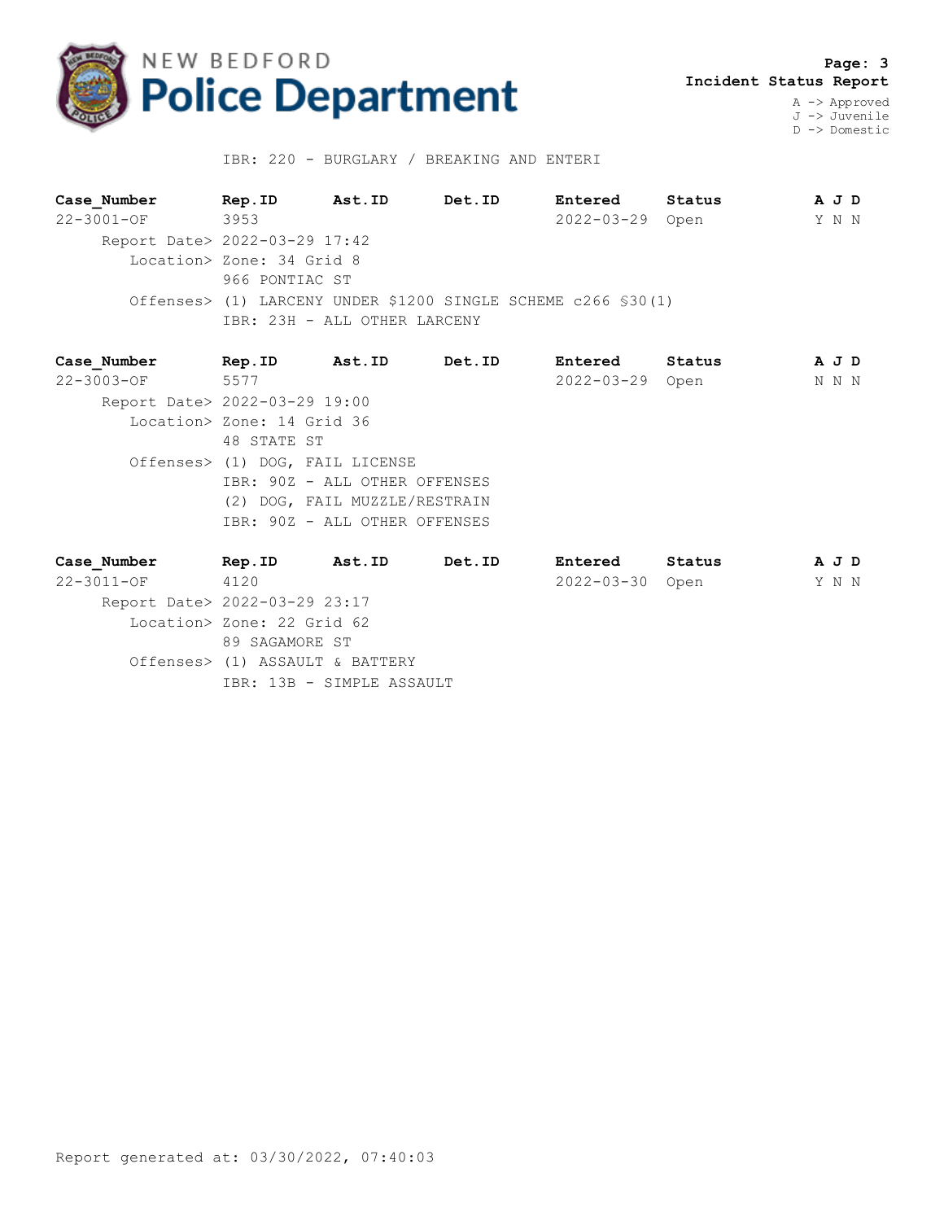# NEW BEDFORD Police Department

**Page: 3**
**Incident Status Report**

A -> Approved
J -> Juvenile
D -> Domestic

IBR: 220 - BURGLARY / BREAKING AND ENTERI

| Case_Number | Rep.ID | Ast.ID | Det.ID | Entered | Status | A J D |
|---|---|---|---|---|---|---|
| 22-3001-OF | 3953 | | | 2022-03-29 | Open | Y N N |

Report Date> 2022-03-29 17:42
Location> Zone: 34 Grid 8
966 PONTIAC ST
Offenses> (1) LARCENY UNDER $1200 SINGLE SCHEME c266 §30(1)
IBR: 23H - ALL OTHER LARCENY

| Case_Number | Rep.ID | Ast.ID | Det.ID | Entered | Status | A J D |
|---|---|---|---|---|---|---|
| 22-3003-OF | 5577 | | | 2022-03-29 | Open | N N N |

Report Date> 2022-03-29 19:00
Location> Zone: 14 Grid 36
48 STATE ST
Offenses> (1) DOG, FAIL LICENSE
IBR: 90Z - ALL OTHER OFFENSES
(2) DOG, FAIL MUZZLE/RESTRAIN
IBR: 90Z - ALL OTHER OFFENSES

| Case_Number | Rep.ID | Ast.ID | Det.ID | Entered | Status | A J D |
|---|---|---|---|---|---|---|
| 22-3011-OF | 4120 | | | 2022-03-30 | Open | Y N N |

Report Date> 2022-03-29 23:17
Location> Zone: 22 Grid 62
89 SAGAMORE ST
Offenses> (1) ASSAULT & BATTERY
IBR: 13B - SIMPLE ASSAULT

Report generated at: 03/30/2022, 07:40:03